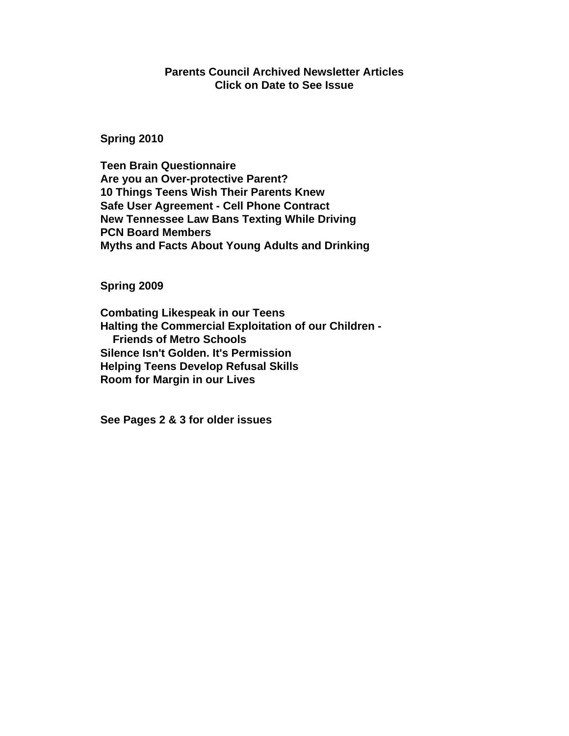# Parents Council Archived Newsletter Articles
## Click on Date to See Issue

### Spring 2010

**Teen Brain Questionnaire**
**Are you an Over-protective Parent?**
**10 Things Teens Wish Their Parents Knew**
**Safe User Agreement - Cell Phone Contract**
**New Tennessee Law Bans Texting While Driving**
**PCN Board Members**
**Myths and Facts About Young Adults and Drinking**

### Spring 2009

**Combating Likespeak in our Teens**
**Halting the Commercial Exploitation of our Children - Friends of Metro Schools**
**Silence Isn't Golden. It's Permission**
**Helping Teens Develop Refusal Skills**
**Room for Margin in our Lives**

**See Pages 2 & 3 for older issues**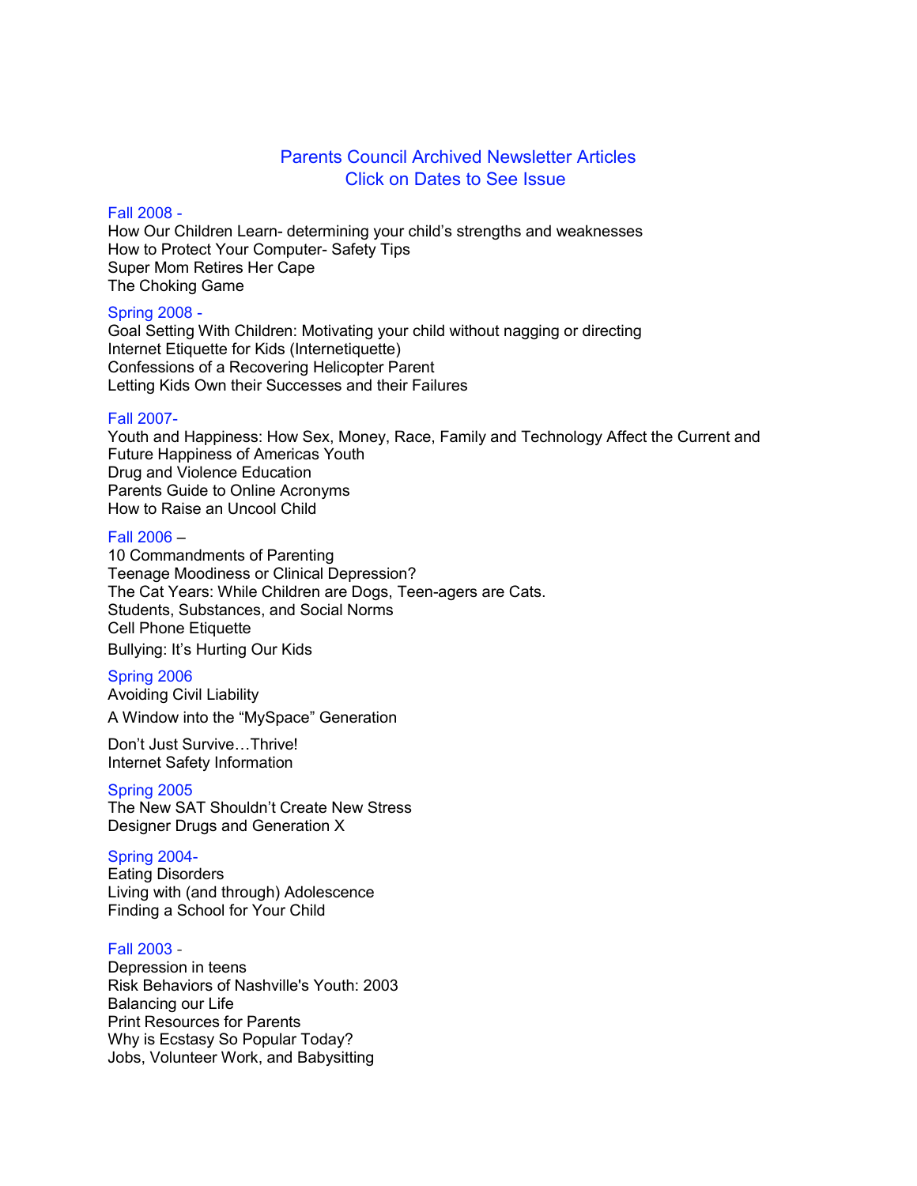# Parents Council Archived Newsletter Articles
## Click on Dates to See Issue

### Fall 2008 -

How Our Children Learn- determining your child's strengths and weaknesses
How to Protect Your Computer- Safety Tips
Super Mom Retires Her Cape
The Choking Game

### Spring 2008 -

Goal Setting With Children: Motivating your child without nagging or directing
Internet Etiquette for Kids (Internetiquette)
Confessions of a Recovering Helicopter Parent
Letting Kids Own their Successes and their Failures

### Fall 2007-

Youth and Happiness: How Sex, Money, Race, Family and Technology Affect the Current and Future Happiness of Americas Youth
Drug and Violence Education
Parents Guide to Online Acronyms
How to Raise an Uncool Child

### Fall 2006 –

10 Commandments of Parenting
Teenage Moodiness or Clinical Depression?
The Cat Years: While Children are Dogs, Teen-agers are Cats.
Students, Substances, and Social Norms
Cell Phone Etiquette
Bullying: It's Hurting Our Kids

### Spring 2006

Avoiding Civil Liability
A Window into the "MySpace" Generation
Don't Just Survive…Thrive!
Internet Safety Information

### Spring 2005

The New SAT Shouldn't Create New Stress
Designer Drugs and Generation X

### Spring 2004-

Eating Disorders
Living with (and through) Adolescence
Finding a School for Your Child

### Fall 2003 -

Depression in teens
Risk Behaviors of Nashville's Youth: 2003
Balancing our Life
Print Resources for Parents
Why is Ecstasy So Popular Today?
Jobs, Volunteer Work, and Babysitting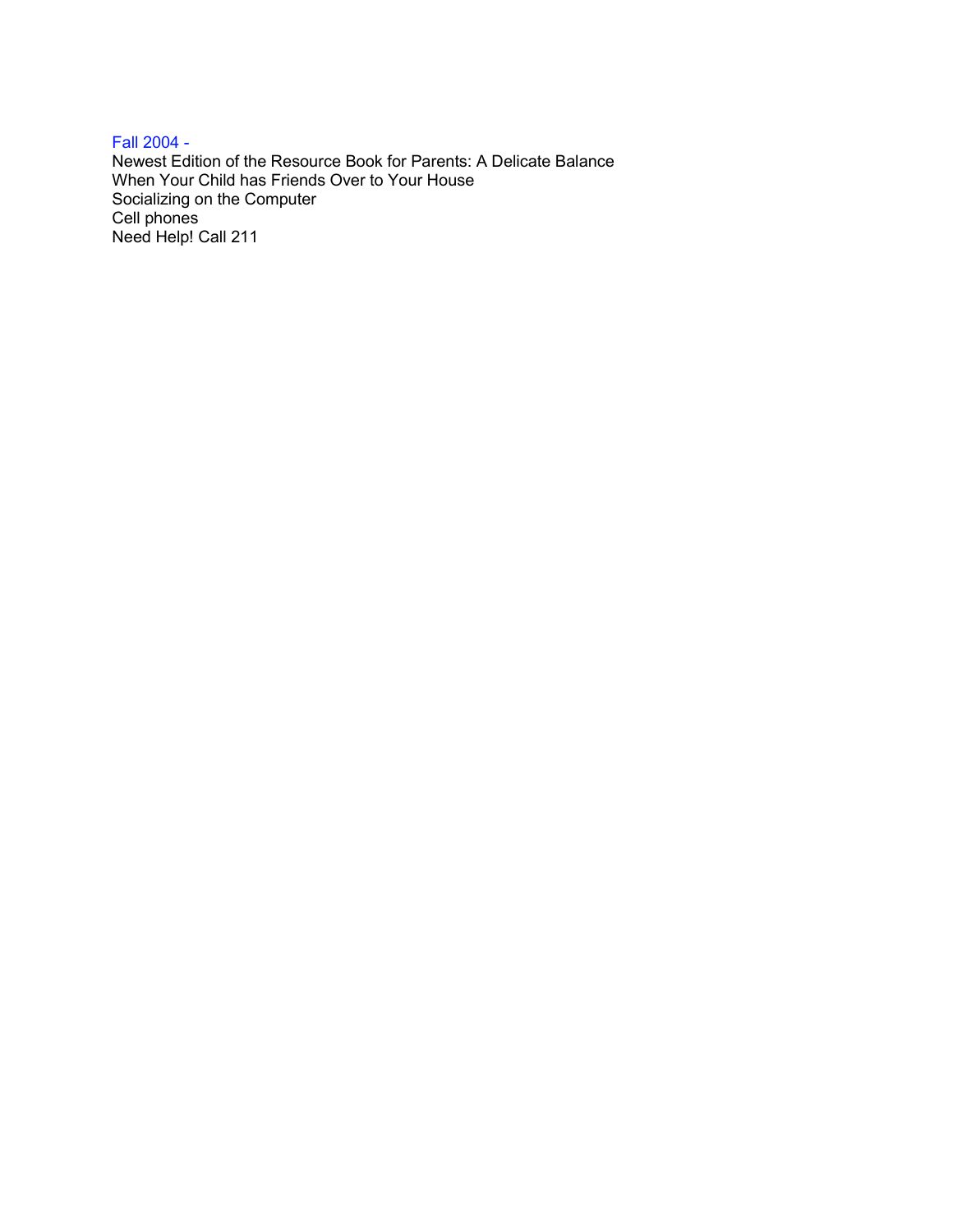Fall 2004 -

Newest Edition of the Resource Book for Parents: A Delicate Balance
When Your Child has Friends Over to Your House
Socializing on the Computer
Cell phones
Need Help! Call 211